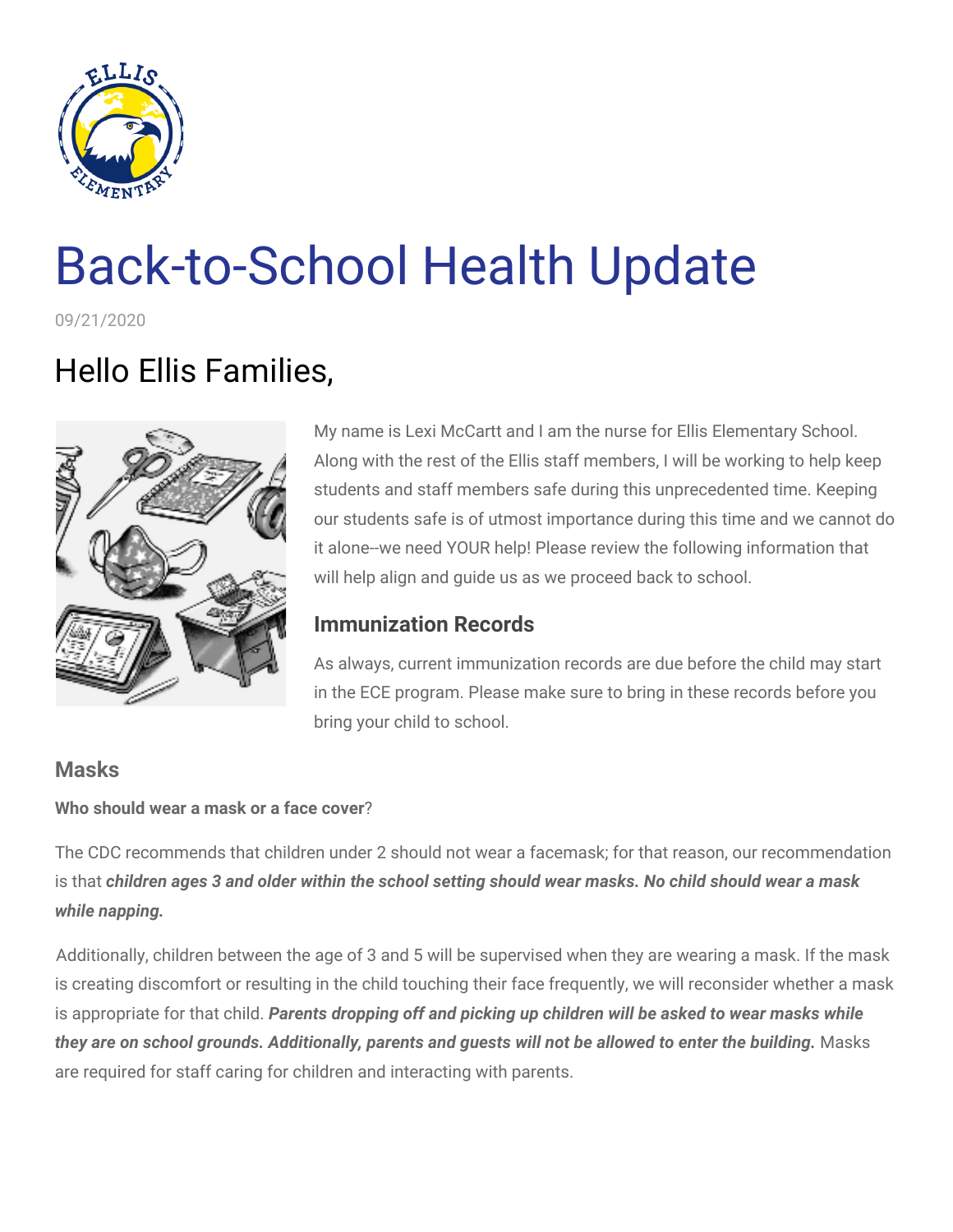# Back-to-School Health Update

09/21/2020

## Hello Ellis Families,

My name is Lexi McCartt and I am the nurse for Ellis Elementary School. Along with the rest of the Ellis staff members, I will be working to help keep students and staff members safe during this unprecedented time. Keeping our students safe is of utmost importance during this time and we cannot do it alone--we need YOUR help! Please review the following information that will help align and guide us as we proceed back to school.

### Immunization Records

As always, current immunization records are due before the child may start in the ECE program. Please make sure to bring in these records before you bring your child to school.

### Masks

**Who should wear a mask or a face cover**?

The CDC recommends that children under 2 should not wear a facemask; for that reason, our recommendation is that ***children ages 3 and older within the school setting should wear masks. No child should wear a mask while napping.***

Additionally, children between the age of 3 and 5 will be supervised when they are wearing a mask. If the mask is creating discomfort or resulting in the child touching their face frequently, we will reconsider whether a mask is appropriate for that child. ***Parents dropping off and picking up children will be asked to wear masks while they are on school grounds. Additionally, parents and guests will not be allowed to enter the building.*** Masks are required for staff caring for children and interacting with parents.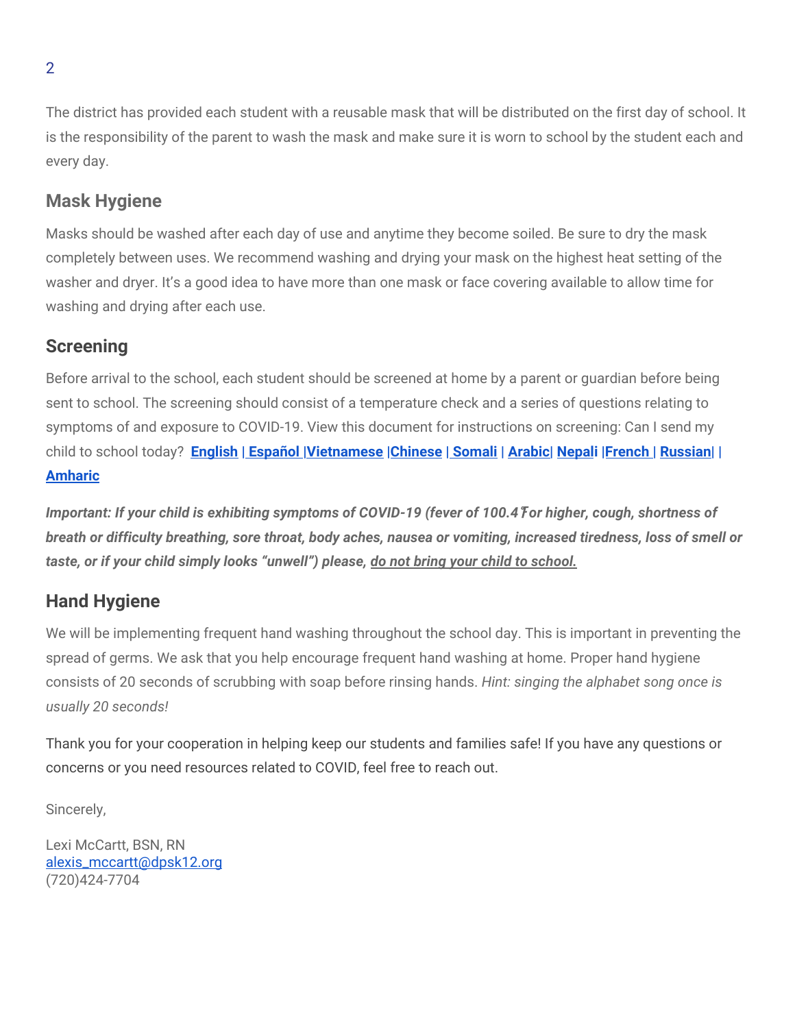The district has provided each student with a reusable mask that will be distributed on the first day of school. It is the responsibility of the parent to wash the mask and make sure it is worn to school by the student each and every day.

## Mask Hygiene

Masks should be washed after each day of use and anytime they become soiled. Be sure to dry the mask completely between uses. We recommend washing and drying your mask on the highest heat setting of the washer and dryer. It's a good idea to have more than one mask or face covering available to allow time for washing and drying after each use.

## Screening

Before arrival to the school, each student should be screened at home by a parent or guardian before being sent to school. The screening should consist of a temperature check and a series of questions relating to symptoms of and exposure to COVID-19. View this document for instructions on screening: Can I send my child to school today? **English | Español | Vietnamese | Chinese | Somali | Arabic | Nepali | French | Russian | Amharic**

***Important: If your child is exhibiting symptoms of COVID-19 (fever of 100.4℉ or higher, cough, shortness of breath or difficulty breathing, sore throat, body aches, nausea or vomiting, increased tiredness, loss of smell or taste, or if your child simply looks "unwell") please, do not bring your child to school.***

## Hand Hygiene

We will be implementing frequent hand washing throughout the school day. This is important in preventing the spread of germs. We ask that you help encourage frequent hand washing at home. Proper hand hygiene consists of 20 seconds of scrubbing with soap before rinsing hands. *Hint: singing the alphabet song once is usually 20 seconds!*

Thank you for your cooperation in helping keep our students and families safe! If you have any questions or concerns or you need resources related to COVID, feel free to reach out.

Sincerely,

Lexi McCartt, BSN, RN
alexis_mccartt@dpsk12.org
(720)424-7704